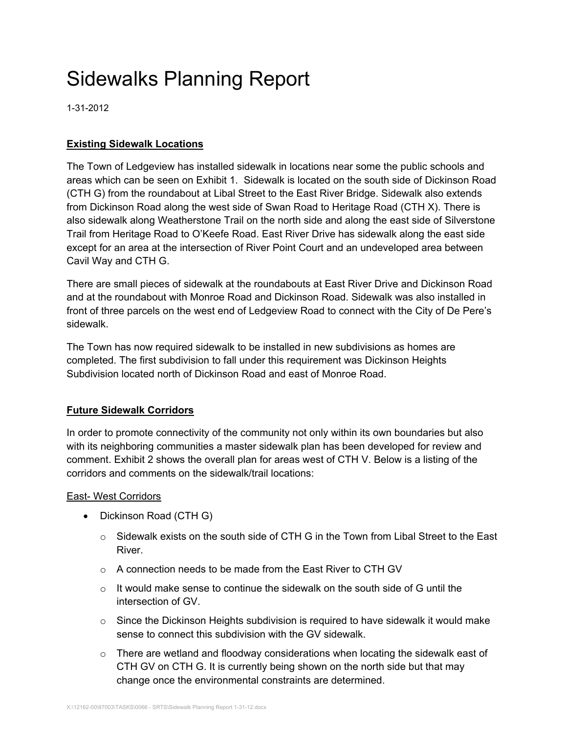# Sidewalks Planning Report

1-31-2012

**Existing Sidewalk Locations**

The Town of Ledgeview has installed sidewalk in locations near some the public schools and areas which can be seen on Exhibit 1. Sidewalk is located on the south side of Dickinson Road (CTH G) from the roundabout at Libal Street to the East River Bridge. Sidewalk also extends from Dickinson Road along the west side of Swan Road to Heritage Road (CTH X). There is also sidewalk along Weatherstone Trail on the north side and along the east side of Silverstone Trail from Heritage Road to O'Keefe Road. East River Drive has sidewalk along the east side except for an area at the intersection of River Point Court and an undeveloped area between Cavil Way and CTH G.

There are small pieces of sidewalk at the roundabouts at East River Drive and Dickinson Road and at the roundabout with Monroe Road and Dickinson Road. Sidewalk was also installed in front of three parcels on the west end of Ledgeview Road to connect with the City of De Pere's sidewalk.

The Town has now required sidewalk to be installed in new subdivisions as homes are completed. The first subdivision to fall under this requirement was Dickinson Heights Subdivision located north of Dickinson Road and east of Monroe Road.

**Future Sidewalk Corridors**

In order to promote connectivity of the community not only within its own boundaries but also with its neighboring communities a master sidewalk plan has been developed for review and comment. Exhibit 2 shows the overall plan for areas west of CTH V. Below is a listing of the corridors and comments on the sidewalk/trail locations:

East- West Corridors

- Dickinson Road (CTH G)
  - Sidewalk exists on the south side of CTH G in the Town from Libal Street to the East River.
  - A connection needs to be made from the East River to CTH GV
  - It would make sense to continue the sidewalk on the south side of G until the intersection of GV.
  - Since the Dickinson Heights subdivision is required to have sidewalk it would make sense to connect this subdivision with the GV sidewalk.
  - There are wetland and floodway considerations when locating the sidewalk east of CTH GV on CTH G. It is currently being shown on the north side but that may change once the environmental constraints are determined.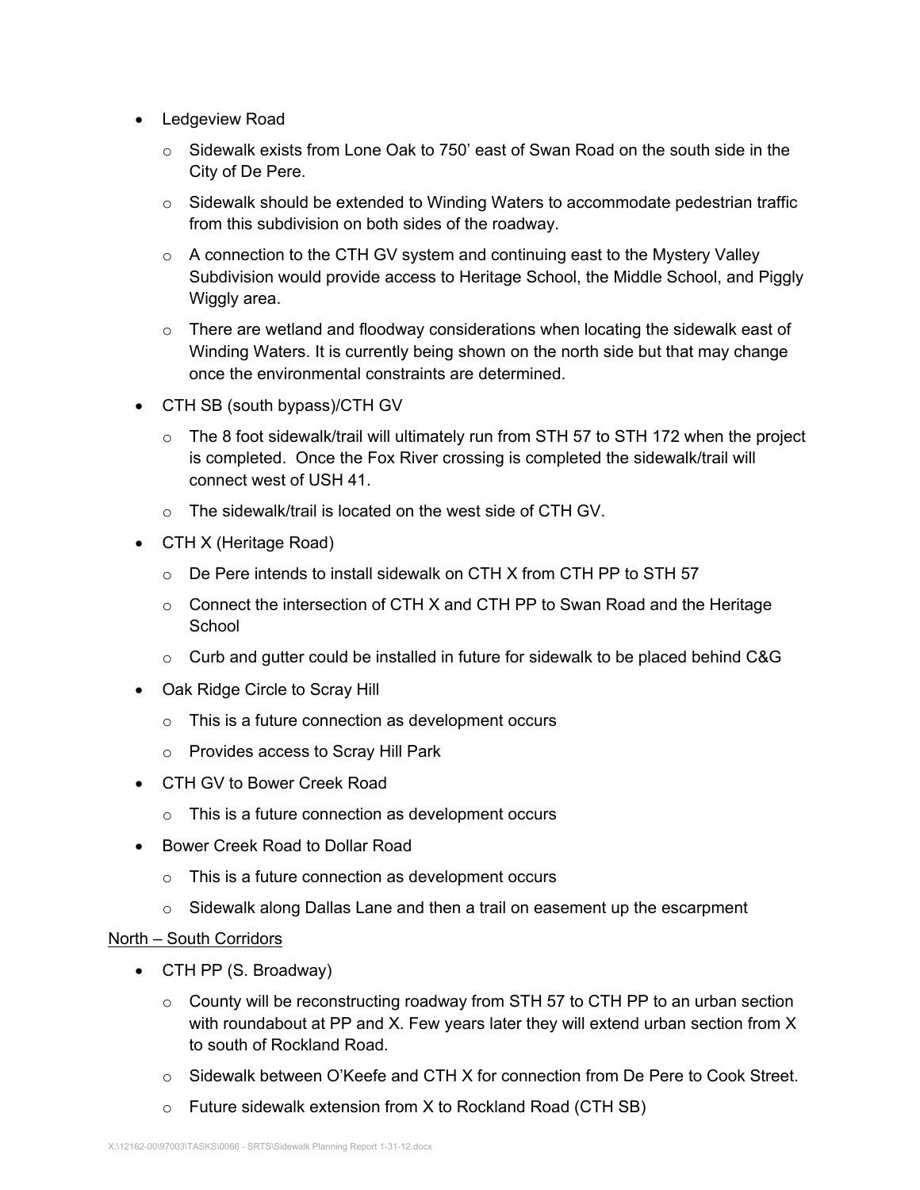- Ledgeview Road
    - Sidewalk exists from Lone Oak to 750' east of Swan Road on the south side in the City of De Pere.
    - Sidewalk should be extended to Winding Waters to accommodate pedestrian traffic from this subdivision on both sides of the roadway.
    - A connection to the CTH GV system and continuing east to the Mystery Valley Subdivision would provide access to Heritage School, the Middle School, and Piggly Wiggly area.
    - There are wetland and floodway considerations when locating the sidewalk east of Winding Waters. It is currently being shown on the north side but that may change once the environmental constraints are determined.
- CTH SB (south bypass)/CTH GV
    - The 8 foot sidewalk/trail will ultimately run from STH 57 to STH 172 when the project is completed. Once the Fox River crossing is completed the sidewalk/trail will connect west of USH 41.
    - The sidewalk/trail is located on the west side of CTH GV.
- CTH X (Heritage Road)
    - De Pere intends to install sidewalk on CTH X from CTH PP to STH 57
    - Connect the intersection of CTH X and CTH PP to Swan Road and the Heritage School
    - Curb and gutter could be installed in future for sidewalk to be placed behind C&G
- Oak Ridge Circle to Scray Hill
    - This is a future connection as development occurs
    - Provides access to Scray Hill Park
- CTH GV to Bower Creek Road
    - This is a future connection as development occurs
- Bower Creek Road to Dollar Road
    - This is a future connection as development occurs
    - Sidewalk along Dallas Lane and then a trail on easement up the escarpment

<u>North – South Corridors</u>

- CTH PP (S. Broadway)
    - County will be reconstructing roadway from STH 57 to CTH PP to an urban section with roundabout at PP and X. Few years later they will extend urban section from X to south of Rockland Road.
    - Sidewalk between O'Keefe and CTH X for connection from De Pere to Cook Street.
    - Future sidewalk extension from X to Rockland Road (CTH SB)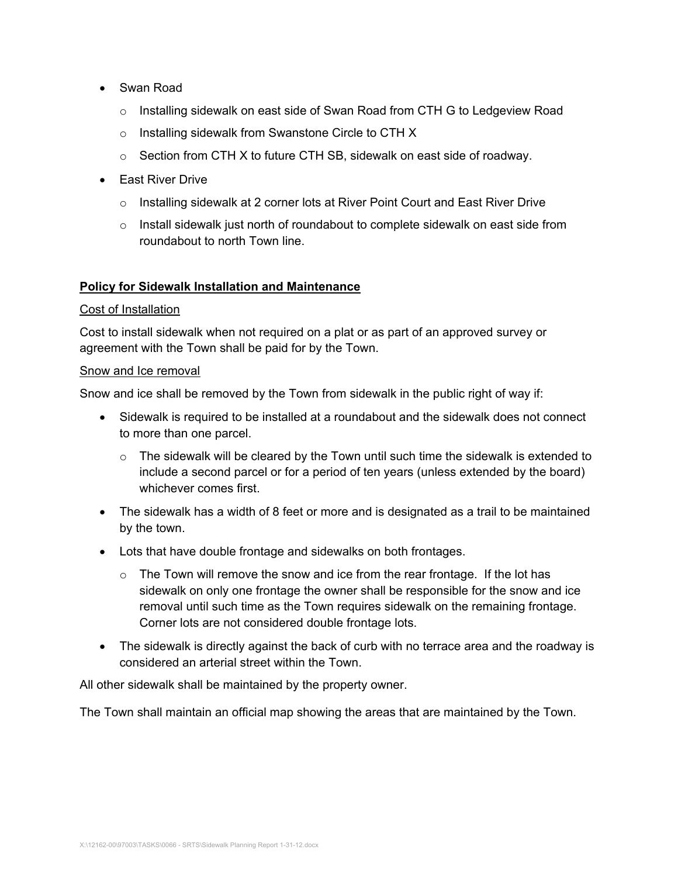- Swan Road
  - Installing sidewalk on east side of Swan Road from CTH G to Ledgeview Road
  - Installing sidewalk from Swanstone Circle to CTH X
  - Section from CTH X to future CTH SB, sidewalk on east side of roadway.
- East River Drive
  - Installing sidewalk at 2 corner lots at River Point Court and East River Drive
  - Install sidewalk just north of roundabout to complete sidewalk on east side from roundabout to north Town line.

## Policy for Sidewalk Installation and Maintenance

### Cost of Installation

Cost to install sidewalk when not required on a plat or as part of an approved survey or agreement with the Town shall be paid for by the Town.

### Snow and Ice removal

Snow and ice shall be removed by the Town from sidewalk in the public right of way if:

- Sidewalk is required to be installed at a roundabout and the sidewalk does not connect to more than one parcel.
  - The sidewalk will be cleared by the Town until such time the sidewalk is extended to include a second parcel or for a period of ten years (unless extended by the board) whichever comes first.
- The sidewalk has a width of 8 feet or more and is designated as a trail to be maintained by the town.
- Lots that have double frontage and sidewalks on both frontages.
  - The Town will remove the snow and ice from the rear frontage. If the lot has sidewalk on only one frontage the owner shall be responsible for the snow and ice removal until such time as the Town requires sidewalk on the remaining frontage. Corner lots are not considered double frontage lots.
- The sidewalk is directly against the back of curb with no terrace area and the roadway is considered an arterial street within the Town.

All other sidewalk shall be maintained by the property owner.

The Town shall maintain an official map showing the areas that are maintained by the Town.